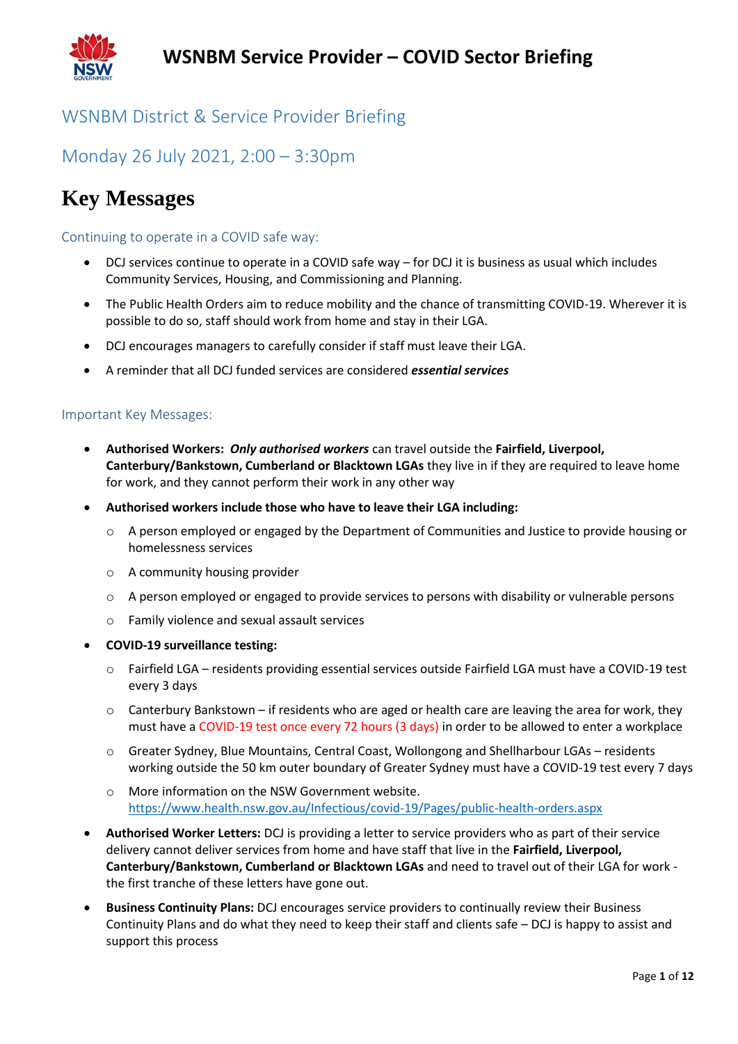# WSNBM Service Provider – COVID Sector Briefing

## WSNBM District & Service Provider Briefing

## Monday 26 July 2021, 2:00 – 3:30pm

# Key Messages

### Continuing to operate in a COVID safe way:

- DCJ services continue to operate in a COVID safe way – for DCJ it is business as usual which includes Community Services, Housing, and Commissioning and Planning.
- The Public Health Orders aim to reduce mobility and the chance of transmitting COVID-19. Wherever it is possible to do so, staff should work from home and stay in their LGA.
- DCJ encourages managers to carefully consider if staff must leave their LGA.
- A reminder that all DCJ funded services are considered ***essential services***

### Important Key Messages:

- **Authorised Workers:** ***Only authorised workers*** can travel outside the **Fairfield, Liverpool, Canterbury/Bankstown, Cumberland or Blacktown LGAs** they live in if they are required to leave home for work, and they cannot perform their work in any other way
- **Authorised workers include those who have to leave their LGA including:**
  - A person employed or engaged by the Department of Communities and Justice to provide housing or homelessness services
  - A community housing provider
  - A person employed or engaged to provide services to persons with disability or vulnerable persons
  - Family violence and sexual assault services
- **COVID-19 surveillance testing:**
  - Fairfield LGA – residents providing essential services outside Fairfield LGA must have a COVID-19 test every 3 days
  - Canterbury Bankstown – if residents who are aged or health care are leaving the area for work, they must have a COVID-19 test once every 72 hours (3 days) in order to be allowed to enter a workplace
  - Greater Sydney, Blue Mountains, Central Coast, Wollongong and Shellharbour LGAs – residents working outside the 50 km outer boundary of Greater Sydney must have a COVID-19 test every 7 days
  - More information on the NSW Government website. https://www.health.nsw.gov.au/Infectious/covid-19/Pages/public-health-orders.aspx
- **Authorised Worker Letters:** DCJ is providing a letter to service providers who as part of their service delivery cannot deliver services from home and have staff that live in the **Fairfield, Liverpool, Canterbury/Bankstown, Cumberland or Blacktown LGAs** and need to travel out of their LGA for work - the first tranche of these letters have gone out.
- **Business Continuity Plans:** DCJ encourages service providers to continually review their Business Continuity Plans and do what they need to keep their staff and clients safe – DCJ is happy to assist and support this process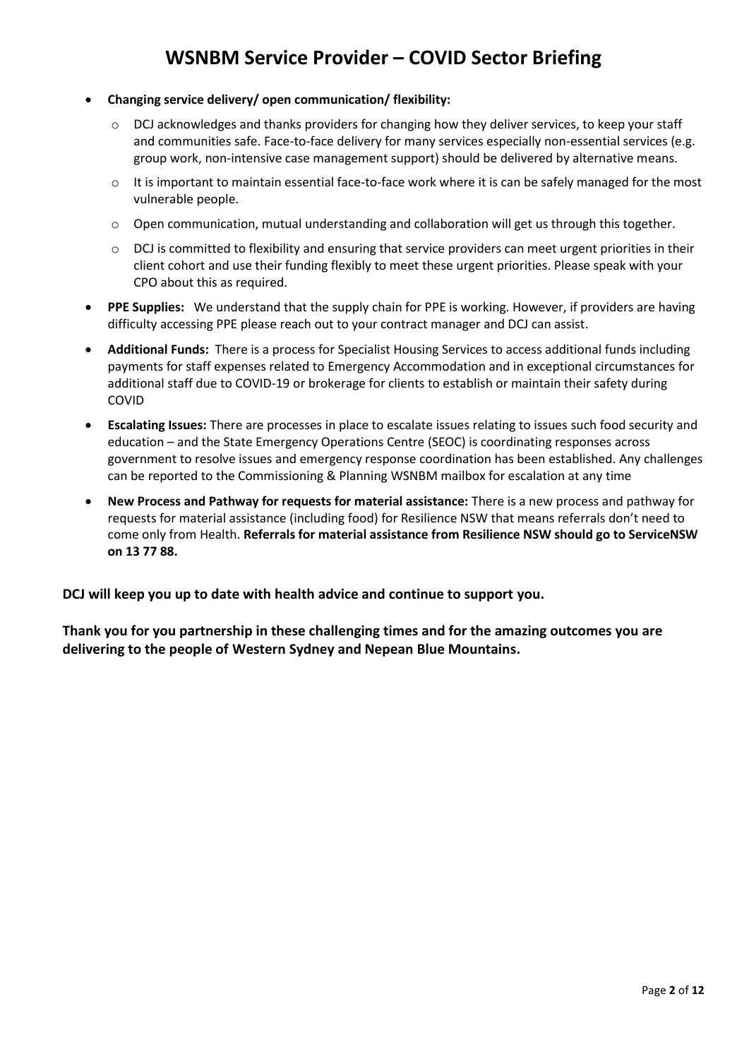# WSNBM Service Provider – COVID Sector Briefing

- **Changing service delivery/ open communication/ flexibility:**
  - DCJ acknowledges and thanks providers for changing how they deliver services, to keep your staff and communities safe. Face-to-face delivery for many services especially non-essential services (e.g. group work, non-intensive case management support) should be delivered by alternative means.
  - It is important to maintain essential face-to-face work where it is can be safely managed for the most vulnerable people.
  - Open communication, mutual understanding and collaboration will get us through this together.
  - DCJ is committed to flexibility and ensuring that service providers can meet urgent priorities in their client cohort and use their funding flexibly to meet these urgent priorities. Please speak with your CPO about this as required.
- **PPE Supplies:** We understand that the supply chain for PPE is working. However, if providers are having difficulty accessing PPE please reach out to your contract manager and DCJ can assist.
- **Additional Funds:** There is a process for Specialist Housing Services to access additional funds including payments for staff expenses related to Emergency Accommodation and in exceptional circumstances for additional staff due to COVID-19 or brokerage for clients to establish or maintain their safety during COVID
- **Escalating Issues:** There are processes in place to escalate issues relating to issues such food security and education – and the State Emergency Operations Centre (SEOC) is coordinating responses across government to resolve issues and emergency response coordination has been established. Any challenges can be reported to the Commissioning & Planning WSNBM mailbox for escalation at any time
- **New Process and Pathway for requests for material assistance:** There is a new process and pathway for requests for material assistance (including food) for Resilience NSW that means referrals don't need to come only from Health. **Referrals for material assistance from Resilience NSW should go to ServiceNSW on 13 77 88.**

**DCJ will keep you up to date with health advice and continue to support you.**

**Thank you for you partnership in these challenging times and for the amazing outcomes you are delivering to the people of Western Sydney and Nepean Blue Mountains.**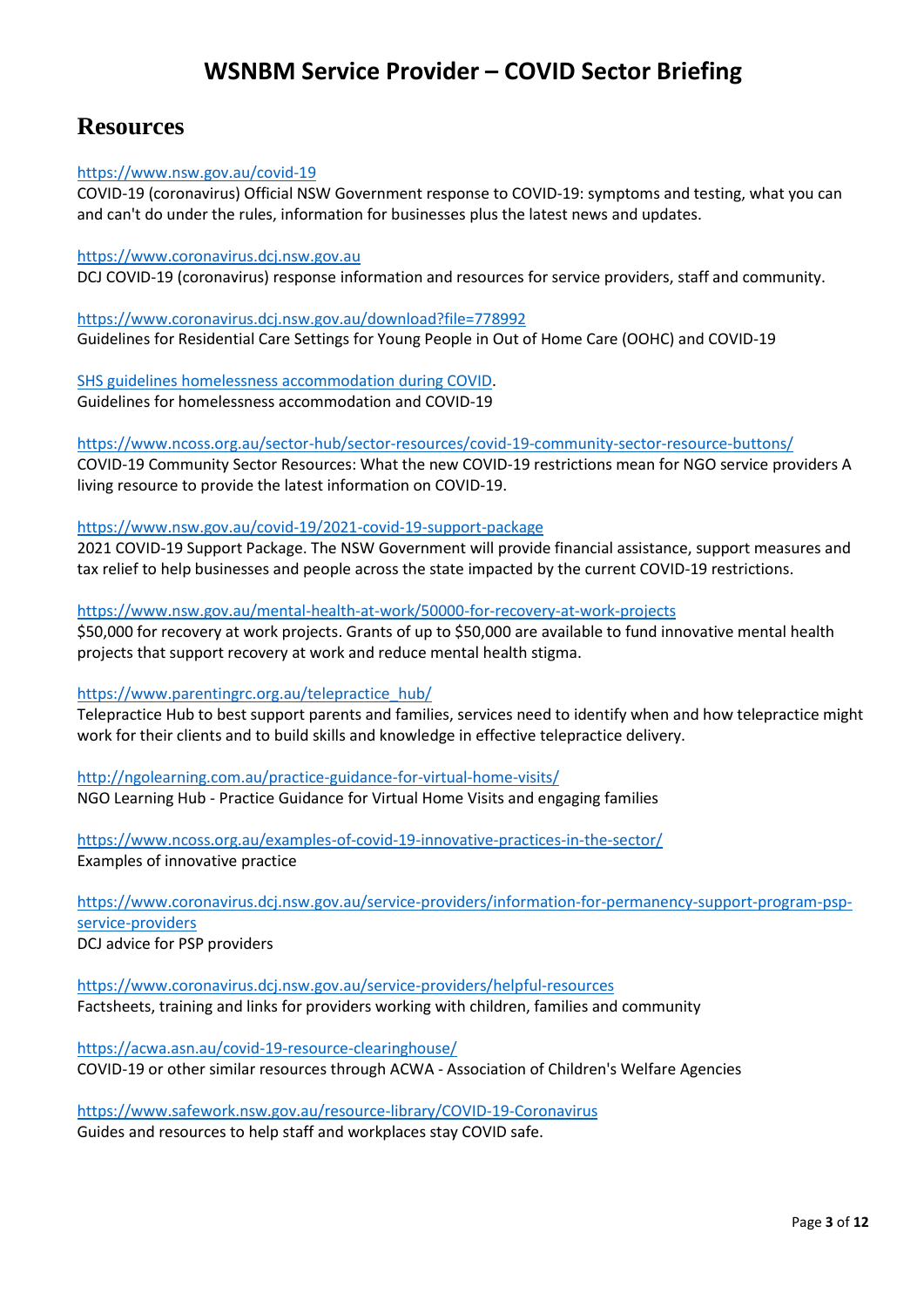# WSNBM Service Provider – COVID Sector Briefing

## Resources

https://www.nsw.gov.au/covid-19
COVID-19 (coronavirus) Official NSW Government response to COVID-19: symptoms and testing, what you can and can't do under the rules, information for businesses plus the latest news and updates.

https://www.coronavirus.dcj.nsw.gov.au
DCJ COVID-19 (coronavirus) response information and resources for service providers, staff and community.

https://www.coronavirus.dcj.nsw.gov.au/download?file=778992
Guidelines for Residential Care Settings for Young People in Out of Home Care (OOHC) and COVID-19

SHS guidelines homelessness accommodation during COVID.
Guidelines for homelessness accommodation and COVID-19

https://www.ncoss.org.au/sector-hub/sector-resources/covid-19-community-sector-resource-buttons/
COVID-19 Community Sector Resources: What the new COVID-19 restrictions mean for NGO service providers A living resource to provide the latest information on COVID-19.

https://www.nsw.gov.au/covid-19/2021-covid-19-support-package
2021 COVID-19 Support Package. The NSW Government will provide financial assistance, support measures and tax relief to help businesses and people across the state impacted by the current COVID-19 restrictions.

https://www.nsw.gov.au/mental-health-at-work/50000-for-recovery-at-work-projects
$50,000 for recovery at work projects. Grants of up to $50,000 are available to fund innovative mental health projects that support recovery at work and reduce mental health stigma.

https://www.parentingrc.org.au/telepractice_hub/
Telepractice Hub to best support parents and families, services need to identify when and how telepractice might work for their clients and to build skills and knowledge in effective telepractice delivery.

http://ngolearning.com.au/practice-guidance-for-virtual-home-visits/
NGO Learning Hub - Practice Guidance for Virtual Home Visits and engaging families

https://www.ncoss.org.au/examples-of-covid-19-innovative-practices-in-the-sector/
Examples of innovative practice

https://www.coronavirus.dcj.nsw.gov.au/service-providers/information-for-permanency-support-program-psp-service-providers
DCJ advice for PSP providers

https://www.coronavirus.dcj.nsw.gov.au/service-providers/helpful-resources
Factsheets, training and links for providers working with children, families and community

https://acwa.asn.au/covid-19-resource-clearinghouse/
COVID-19 or other similar resources through ACWA - Association of Children's Welfare Agencies

https://www.safework.nsw.gov.au/resource-library/COVID-19-Coronavirus
Guides and resources to help staff and workplaces stay COVID safe.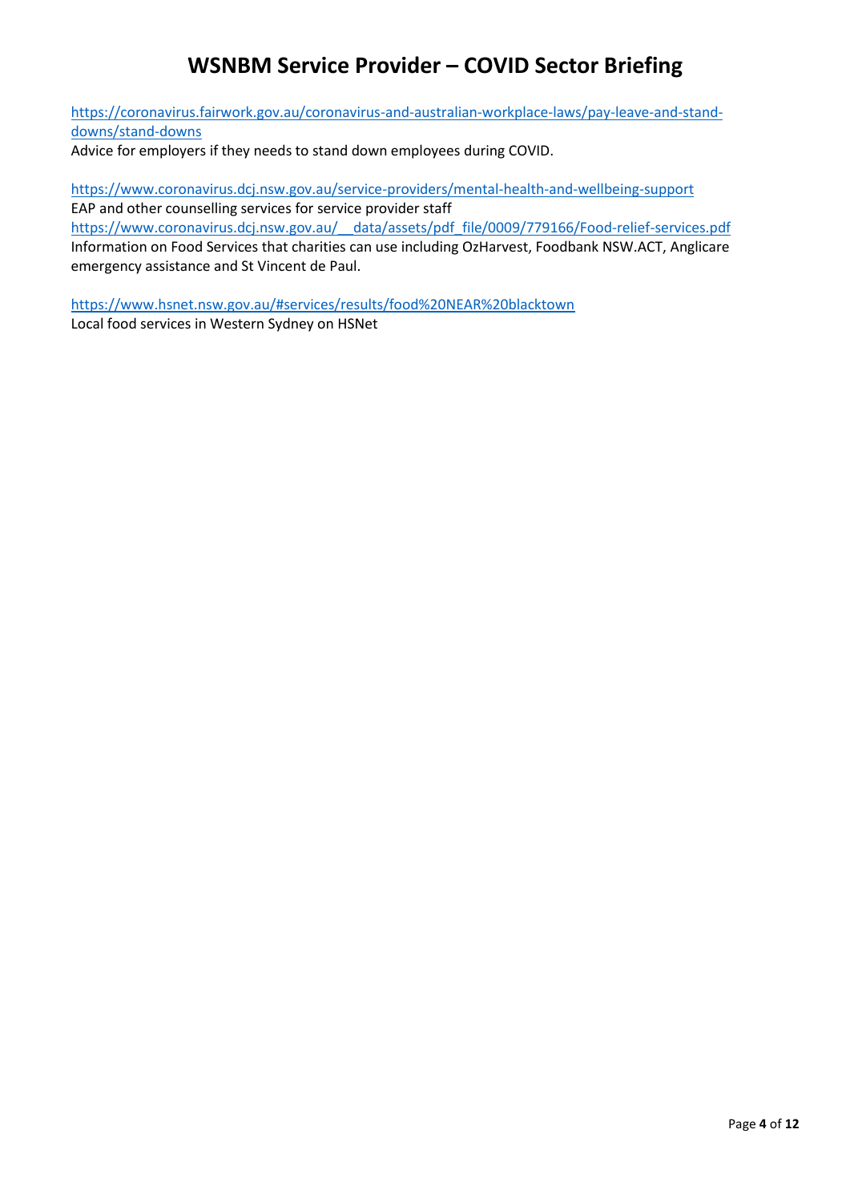https://coronavirus.fairwork.gov.au/coronavirus-and-australian-workplace-laws/pay-leave-and-stand-downs/stand-downs
Advice for employers if they needs to stand down employees during COVID.

https://www.coronavirus.dcj.nsw.gov.au/service-providers/mental-health-and-wellbeing-support
EAP and other counselling services for service provider staff
https://www.coronavirus.dcj.nsw.gov.au/__data/assets/pdf_file/0009/779166/Food-relief-services.pdf
Information on Food Services that charities can use including OzHarvest, Foodbank NSW.ACT, Anglicare emergency assistance and St Vincent de Paul.

https://www.hsnet.nsw.gov.au/#services/results/food%20NEAR%20blacktown
Local food services in Western Sydney on HSNet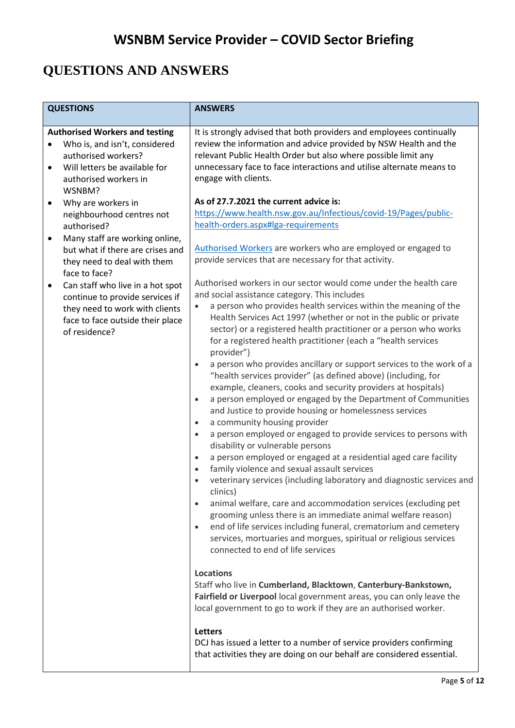# WSNBM Service Provider – COVID Sector Briefing

# QUESTIONS AND ANSWERS

| QUESTIONS | ANSWERS |
|---|---|
| **Authorised Workers and testing**<br>• Who is, and isn't, considered authorised workers?<br>• Will letters be available for authorised workers in WSNBM?<br>• Why are workers in neighbourhood centres not authorised?<br>• Many staff are working online, but what if there are crises and they need to deal with them face to face?<br>• Can staff who live in a hot spot continue to provide services if they need to work with clients face to face outside their place of residence? | It is strongly advised that both providers and employees continually review the information and advice provided by NSW Health and the relevant Public Health Order but also where possible limit any unnecessary face to face interactions and utilise alternate means to engage with clients.<br><br>**As of 27.7.2021 the current advice is:**<br>[https://www.health.nsw.gov.au/Infectious/covid-19/Pages/public-health-orders.aspx#lga-requirements](https://www.health.nsw.gov.au/Infectious/covid-19/Pages/public-health-orders.aspx#lga-requirements)<br><br>[Authorised Workers](#) are workers who are employed or engaged to provide services that are necessary for that activity.<br><br>Authorised workers in our sector would come under the health care and social assistance category. This includes<br>• a person who provides health services within the meaning of the Health Services Act 1997 (whether or not in the public or private sector) or a registered health practitioner or a person who works for a registered health practitioner (each a "health services provider")<br>• a person who provides ancillary or support services to the work of a "health services provider" (as defined above) (including, for example, cleaners, cooks and security providers at hospitals)<br>• a person employed or engaged by the Department of Communities and Justice to provide housing or homelessness services<br>• a community housing provider<br>• a person employed or engaged to provide services to persons with disability or vulnerable persons<br>• a person employed or engaged at a residential aged care facility<br>• family violence and sexual assault services<br>• veterinary services (including laboratory and diagnostic services and clinics)<br>• animal welfare, care and accommodation services (excluding pet grooming unless there is an immediate animal welfare reason)<br>• end of life services including funeral, crematorium and cemetery services, mortuaries and morgues, spiritual or religious services connected to end of life services<br><br>**Locations**<br>Staff who live in **Cumberland, Blacktown**, **Canterbury-Bankstown, Fairfield or Liverpool** local government areas, you can only leave the local government to go to work if they are an authorised worker.<br><br>**Letters**<br>DCJ has issued a letter to a number of service providers confirming that activities they are doing on our behalf are considered essential. |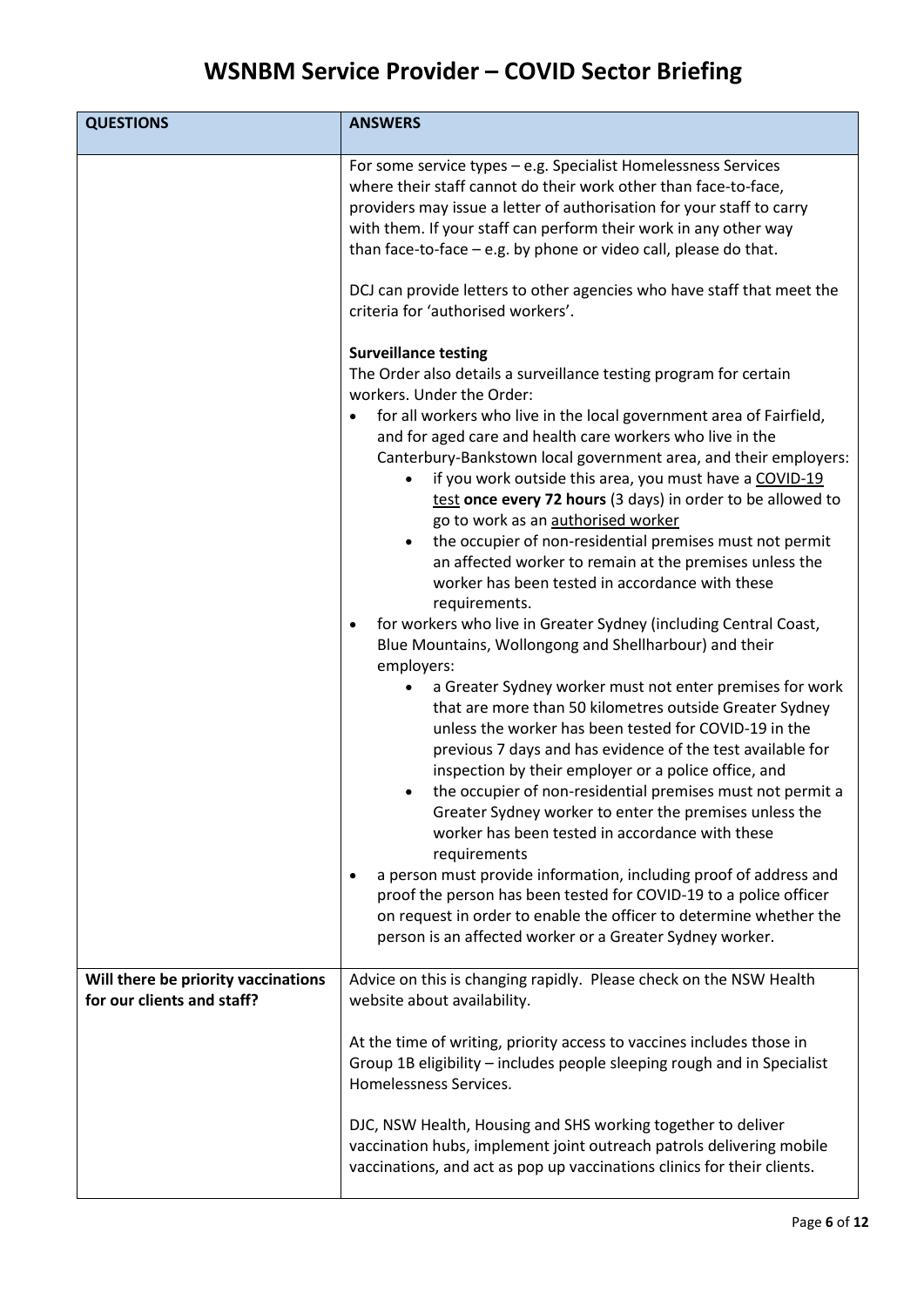# WSNBM Service Provider – COVID Sector Briefing

| QUESTIONS | ANSWERS |
|---|---|
| | For some service types – e.g. Specialist Homelessness Services where their staff cannot do their work other than face-to-face, providers may issue a letter of authorisation for your staff to carry with them. If your staff can perform their work in any other way than face-to-face – e.g. by phone or video call, please do that.<br><br>DCJ can provide letters to other agencies who have staff that meet the criteria for 'authorised workers'.<br><br>**Surveillance testing**<br>The Order also details a surveillance testing program for certain workers. Under the Order:<br>• for all workers who live in the local government area of Fairfield, and for aged care and health care workers who live in the Canterbury-Bankstown local government area, and their employers:<br>&nbsp;&nbsp;&nbsp;&nbsp;• if you work outside this area, you must have a COVID-19 test **once every 72 hours** (3 days) in order to be allowed to go to work as an authorised worker<br>&nbsp;&nbsp;&nbsp;&nbsp;• the occupier of non-residential premises must not permit an affected worker to remain at the premises unless the worker has been tested in accordance with these requirements.<br>• for workers who live in Greater Sydney (including Central Coast, Blue Mountains, Wollongong and Shellharbour) and their employers:<br>&nbsp;&nbsp;&nbsp;&nbsp;• a Greater Sydney worker must not enter premises for work that are more than 50 kilometres outside Greater Sydney unless the worker has been tested for COVID-19 in the previous 7 days and has evidence of the test available for inspection by their employer or a police office, and<br>&nbsp;&nbsp;&nbsp;&nbsp;• the occupier of non-residential premises must not permit a Greater Sydney worker to enter the premises unless the worker has been tested in accordance with these requirements<br>• a person must provide information, including proof of address and proof the person has been tested for COVID-19 to a police officer on request in order to enable the officer to determine whether the person is an affected worker or a Greater Sydney worker. |
| **Will there be priority vaccinations for our clients and staff?** | Advice on this is changing rapidly. Please check on the NSW Health website about availability.<br><br>At the time of writing, priority access to vaccines includes those in Group 1B eligibility – includes people sleeping rough and in Specialist Homelessness Services.<br><br>DJC, NSW Health, Housing and SHS working together to deliver vaccination hubs, implement joint outreach patrols delivering mobile vaccinations, and act as pop up vaccinations clinics for their clients. |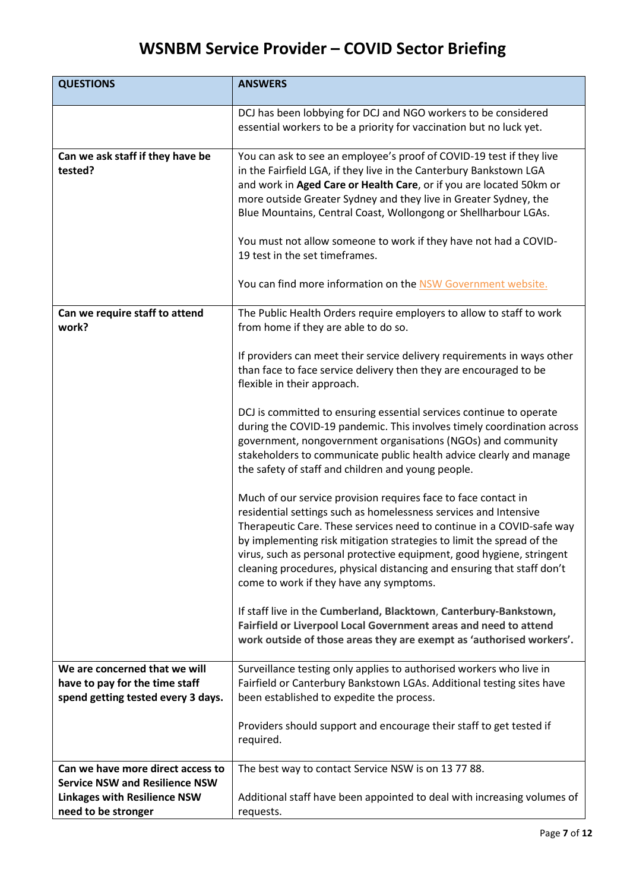# WSNBM Service Provider – COVID Sector Briefing

| QUESTIONS | ANSWERS |
|---|---|
| | DCJ has been lobbying for DCJ and NGO workers to be considered essential workers to be a priority for vaccination but no luck yet. |
| **Can we ask staff if they have be tested?** | You can ask to see an employee's proof of COVID-19 test if they live in the Fairfield LGA, if they live in the Canterbury Bankstown LGA and work in **Aged Care or Health Care**, or if you are located 50km or more outside Greater Sydney and they live in Greater Sydney, the Blue Mountains, Central Coast, Wollongong or Shellharbour LGAs.<br><br>You must not allow someone to work if they have not had a COVID-19 test in the set timeframes.<br><br>You can find more information on the NSW Government website. |
| **Can we require staff to attend work?** | The Public Health Orders require employers to allow to staff to work from home if they are able to do so.<br><br>If providers can meet their service delivery requirements in ways other than face to face service delivery then they are encouraged to be flexible in their approach.<br><br>DCJ is committed to ensuring essential services continue to operate during the COVID-19 pandemic. This involves timely coordination across government, nongovernment organisations (NGOs) and community stakeholders to communicate public health advice clearly and manage the safety of staff and children and young people.<br><br>Much of our service provision requires face to face contact in residential settings such as homelessness services and Intensive Therapeutic Care. These services need to continue in a COVID-safe way by implementing risk mitigation strategies to limit the spread of the virus, such as personal protective equipment, good hygiene, stringent cleaning procedures, physical distancing and ensuring that staff don't come to work if they have any symptoms.<br><br>If staff live in the **Cumberland, Blacktown**, **Canterbury-Bankstown, Fairfield or Liverpool Local Government areas and need to attend work outside of those areas they are exempt as 'authorised workers'.** |
| **We are concerned that we will have to pay for the time staff spend getting tested every 3 days.** | Surveillance testing only applies to authorised workers who live in Fairfield or Canterbury Bankstown LGAs. Additional testing sites have been established to expedite the process.<br><br>Providers should support and encourage their staff to get tested if required. |
| **Can we have more direct access to Service NSW and Resilience NSW Linkages with Resilience NSW need to be stronger** | The best way to contact Service NSW is on 13 77 88.<br><br>Additional staff have been appointed to deal with increasing volumes of requests. |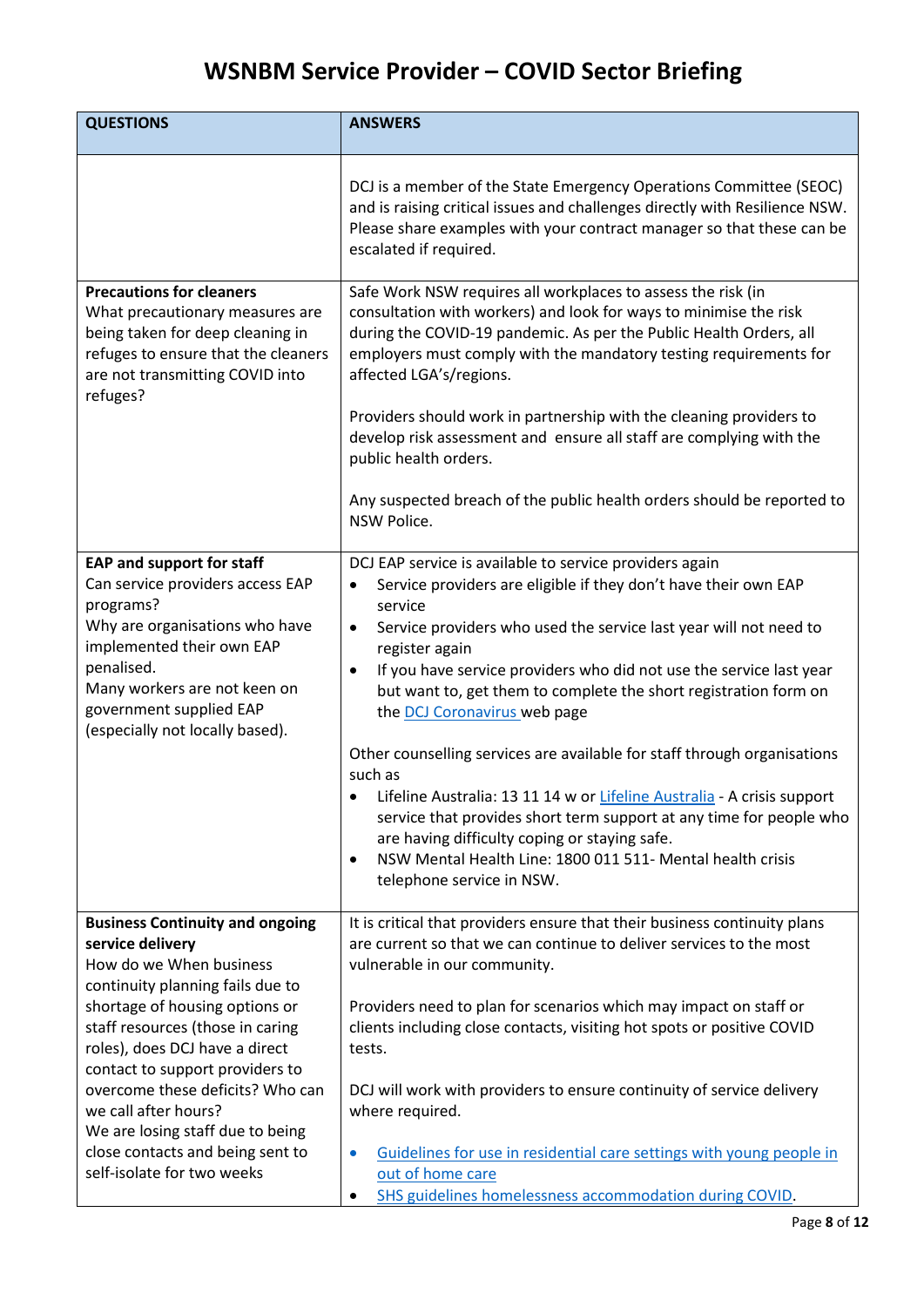# WSNBM Service Provider – COVID Sector Briefing

| QUESTIONS | ANSWERS |
| --- | --- |
| | DCJ is a member of the State Emergency Operations Committee (SEOC) and is raising critical issues and challenges directly with Resilience NSW. Please share examples with your contract manager so that these can be escalated if required. |
| **Precautions for cleaners**<br>What precautionary measures are being taken for deep cleaning in refuges to ensure that the cleaners are not transmitting COVID into refuges? | Safe Work NSW requires all workplaces to assess the risk (in consultation with workers) and look for ways to minimise the risk during the COVID-19 pandemic. As per the Public Health Orders, all employers must comply with the mandatory testing requirements for affected LGA's/regions.<br><br>Providers should work in partnership with the cleaning providers to develop risk assessment and ensure all staff are complying with the public health orders.<br><br>Any suspected breach of the public health orders should be reported to NSW Police. |
| **EAP and support for staff**<br>Can service providers access EAP programs?<br>Why are organisations who have implemented their own EAP penalised.<br>Many workers are not keen on government supplied EAP (especially not locally based). | DCJ EAP service is available to service providers again<br>• Service providers are eligible if they don't have their own EAP service<br>• Service providers who used the service last year will not need to register again<br>• If you have service providers who did not use the service last year but want to, get them to complete the short registration form on the DCJ Coronavirus web page<br><br>Other counselling services are available for staff through organisations such as<br>• Lifeline Australia: 13 11 14 w or Lifeline Australia - A crisis support service that provides short term support at any time for people who are having difficulty coping or staying safe.<br>• NSW Mental Health Line: 1800 011 511- Mental health crisis telephone service in NSW. |
| **Business Continuity and ongoing service delivery**<br>How do we When business continuity planning fails due to shortage of housing options or staff resources (those in caring roles), does DCJ have a direct contact to support providers to overcome these deficits? Who can we call after hours?<br>We are losing staff due to being close contacts and being sent to self-isolate for two weeks | It is critical that providers ensure that their business continuity plans are current so that we can continue to deliver services to the most vulnerable in our community.<br><br>Providers need to plan for scenarios which may impact on staff or clients including close contacts, visiting hot spots or positive COVID tests.<br><br>DCJ will work with providers to ensure continuity of service delivery where required.<br><br>• Guidelines for use in residential care settings with young people in out of home care<br>• SHS guidelines homelessness accommodation during COVID. |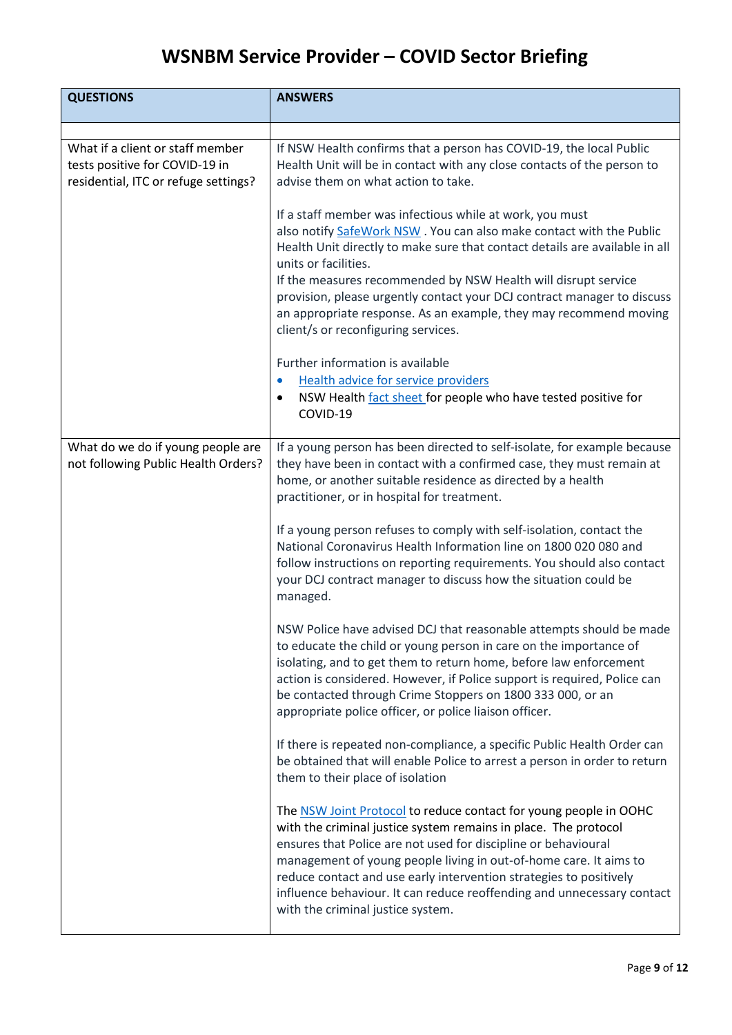# WSNBM Service Provider – COVID Sector Briefing

| QUESTIONS | ANSWERS |
| --- | --- |
| | |
| What if a client or staff member tests positive for COVID-19 in residential, ITC or refuge settings? | If NSW Health confirms that a person has COVID-19, the local Public Health Unit will be in contact with any close contacts of the person to advise them on what action to take.<br><br>If a staff member was infectious while at work, you must also notify SafeWork NSW . You can also make contact with the Public Health Unit directly to make sure that contact details are available in all units or facilities.<br>If the measures recommended by NSW Health will disrupt service provision, please urgently contact your DCJ contract manager to discuss an appropriate response. As an example, they may recommend moving client/s or reconfiguring services.<br><br>Further information is available<br>• Health advice for service providers<br>• NSW Health fact sheet for people who have tested positive for COVID-19 |
| What do we do if young people are not following Public Health Orders? | If a young person has been directed to self-isolate, for example because they have been in contact with a confirmed case, they must remain at home, or another suitable residence as directed by a health practitioner, or in hospital for treatment.<br><br>If a young person refuses to comply with self-isolation, contact the National Coronavirus Health Information line on 1800 020 080 and follow instructions on reporting requirements. You should also contact your DCJ contract manager to discuss how the situation could be managed.<br><br>NSW Police have advised DCJ that reasonable attempts should be made to educate the child or young person in care on the importance of isolating, and to get them to return home, before law enforcement action is considered. However, if Police support is required, Police can be contacted through Crime Stoppers on 1800 333 000, or an appropriate police officer, or police liaison officer.<br><br>If there is repeated non-compliance, a specific Public Health Order can be obtained that will enable Police to arrest a person in order to return them to their place of isolation<br><br>The NSW Joint Protocol to reduce contact for young people in OOHC with the criminal justice system remains in place. The protocol ensures that Police are not used for discipline or behavioural management of young people living in out-of-home care. It aims to reduce contact and use early intervention strategies to positively influence behaviour. It can reduce reoffending and unnecessary contact with the criminal justice system. |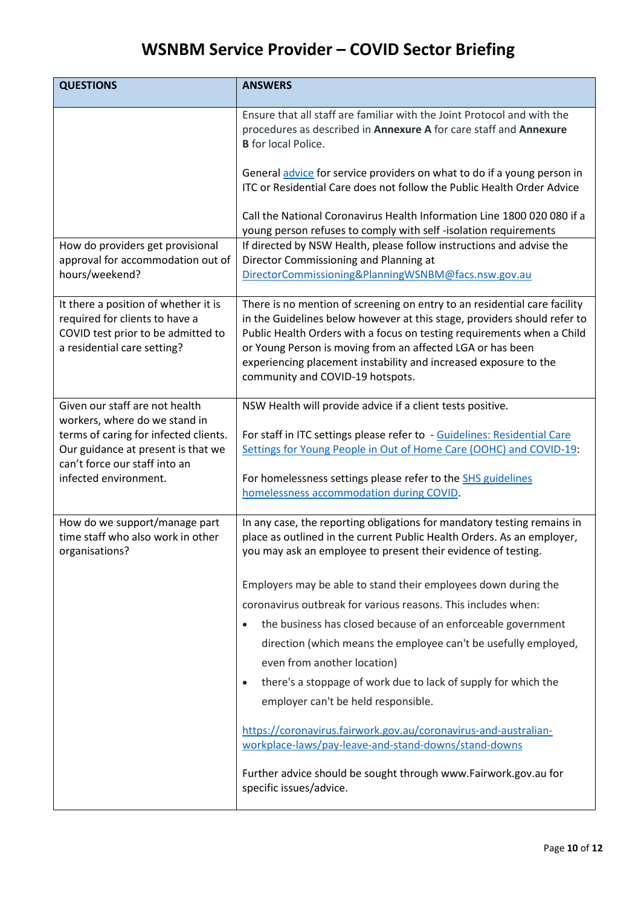# WSNBM Service Provider – COVID Sector Briefing

| QUESTIONS | ANSWERS |
|---|---|
| | Ensure that all staff are familiar with the Joint Protocol and with the procedures as described in **Annexure A** for care staff and **Annexure B** for local Police.<br><br>General advice for service providers on what to do if a young person in ITC or Residential Care does not follow the Public Health Order Advice<br><br>Call the National Coronavirus Health Information Line 1800 020 080 if a young person refuses to comply with self -isolation requirements |
| How do providers get provisional approval for accommodation out of hours/weekend? | If directed by NSW Health, please follow instructions and advise the Director Commissioning and Planning at DirectorCommissioning&PlanningWSNBM@facs.nsw.gov.au |
| It there a position of whether it is required for clients to have a COVID test prior to be admitted to a residential care setting? | There is no mention of screening on entry to an residential care facility in the Guidelines below however at this stage, providers should refer to Public Health Orders with a focus on testing requirements when a Child or Young Person is moving from an affected LGA or has been experiencing placement instability and increased exposure to the community and COVID-19 hotspots. |
| Given our staff are not health workers, where do we stand in terms of caring for infected clients. Our guidance at present is that we can't force our staff into an infected environment. | NSW Health will provide advice if a client tests positive.<br><br>For staff in ITC settings please refer to - Guidelines: Residential Care Settings for Young People in Out of Home Care (OOHC) and COVID-19:<br><br>For homelessness settings please refer to the SHS guidelines homelessness accommodation during COVID. |
| How do we support/manage part time staff who also work in other organisations? | In any case, the reporting obligations for mandatory testing remains in place as outlined in the current Public Health Orders. As an employer, you may ask an employee to present their evidence of testing.<br><br>Employers may be able to stand their employees down during the coronavirus outbreak for various reasons. This includes when:<br>• the business has closed because of an enforceable government direction (which means the employee can't be usefully employed, even from another location)<br>• there's a stoppage of work due to lack of supply for which the employer can't be held responsible.<br><br>https://coronavirus.fairwork.gov.au/coronavirus-and-australian-workplace-laws/pay-leave-and-stand-downs/stand-downs<br><br>Further advice should be sought through www.Fairwork.gov.au for specific issues/advice. |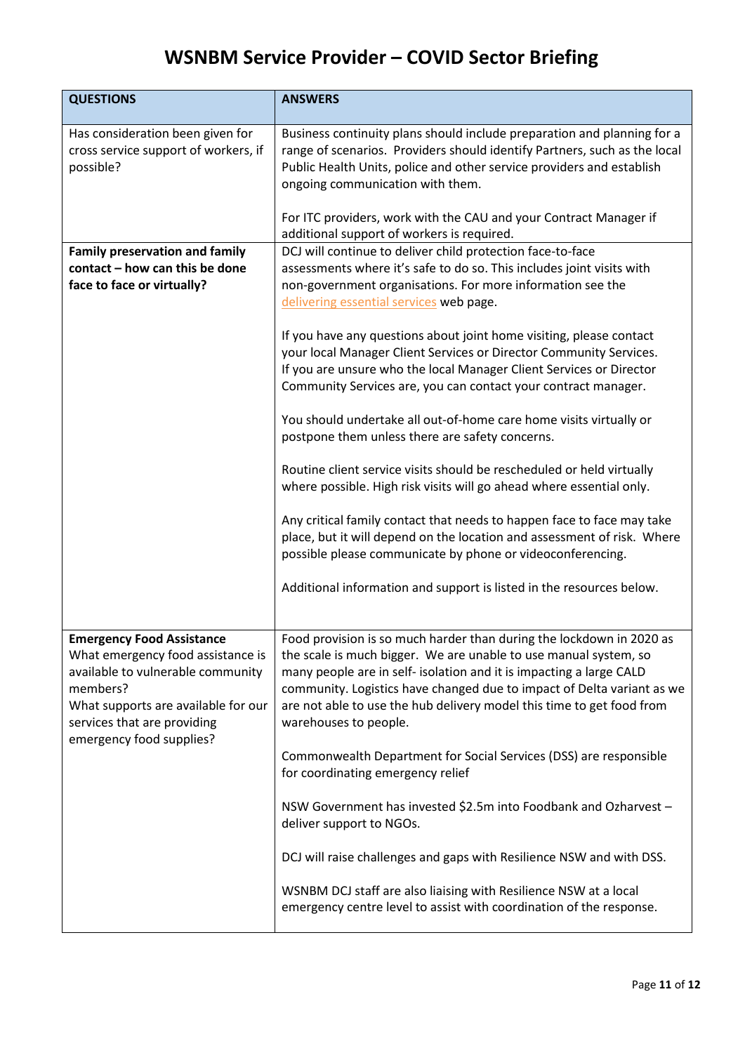# WSNBM Service Provider – COVID Sector Briefing

| QUESTIONS | ANSWERS |
|---|---|
| Has consideration been given for cross service support of workers, if possible? | Business continuity plans should include preparation and planning for a range of scenarios. Providers should identify Partners, such as the local Public Health Units, police and other service providers and establish ongoing communication with them.<br><br>For ITC providers, work with the CAU and your Contract Manager if additional support of workers is required. |
| **Family preservation and family contact – how can this be done face to face or virtually?** | DCJ will continue to deliver child protection face-to-face assessments where it's safe to do so. This includes joint visits with non-government organisations. For more information see the delivering essential services web page.<br><br>If you have any questions about joint home visiting, please contact your local Manager Client Services or Director Community Services. If you are unsure who the local Manager Client Services or Director Community Services are, you can contact your contract manager.<br><br>You should undertake all out-of-home care home visits virtually or postpone them unless there are safety concerns.<br><br>Routine client service visits should be rescheduled or held virtually where possible. High risk visits will go ahead where essential only.<br><br>Any critical family contact that needs to happen face to face may take place, but it will depend on the location and assessment of risk. Where possible please communicate by phone or videoconferencing.<br><br>Additional information and support is listed in the resources below. |
| **Emergency Food Assistance**<br>What emergency food assistance is available to vulnerable community members?<br>What supports are available for our services that are providing emergency food supplies? | Food provision is so much harder than during the lockdown in 2020 as the scale is much bigger. We are unable to use manual system, so many people are in self- isolation and it is impacting a large CALD community. Logistics have changed due to impact of Delta variant as we are not able to use the hub delivery model this time to get food from warehouses to people.<br><br>Commonwealth Department for Social Services (DSS) are responsible for coordinating emergency relief<br><br>NSW Government has invested $2.5m into Foodbank and Ozharvest – deliver support to NGOs.<br><br>DCJ will raise challenges and gaps with Resilience NSW and with DSS.<br><br>WSNBM DCJ staff are also liaising with Resilience NSW at a local emergency centre level to assist with coordination of the response. |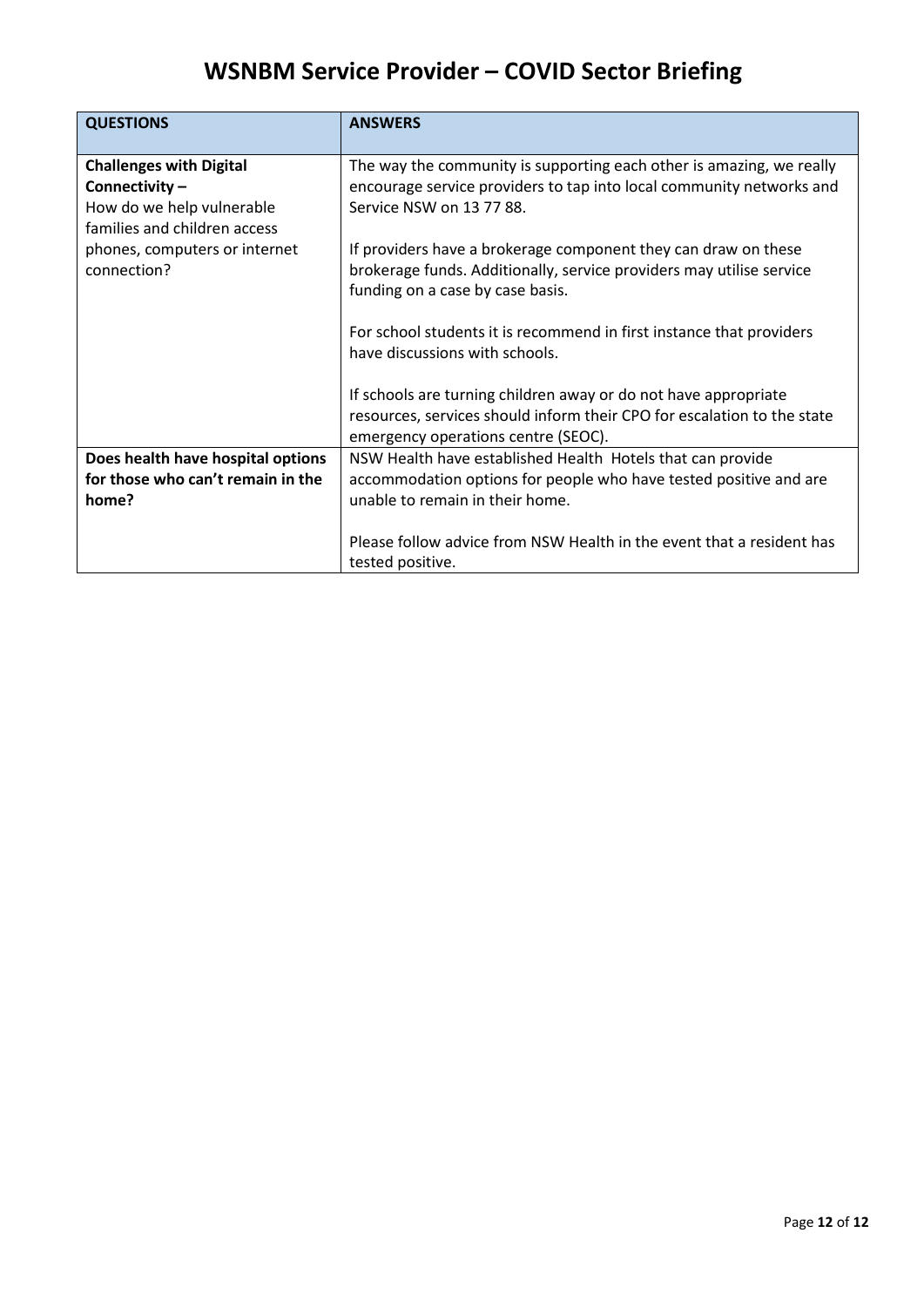# WSNBM Service Provider – COVID Sector Briefing

| QUESTIONS | ANSWERS |
|---|---|
| **Challenges with Digital Connectivity –** How do we help vulnerable families and children access phones, computers or internet connection? | The way the community is supporting each other is amazing, we really encourage service providers to tap into local community networks and Service NSW on 13 77 88.<br><br>If providers have a brokerage component they can draw on these brokerage funds. Additionally, service providers may utilise service funding on a case by case basis.<br><br>For school students it is recommend in first instance that providers have discussions with schools.<br><br>If schools are turning children away or do not have appropriate resources, services should inform their CPO for escalation to the state emergency operations centre (SEOC). |
| **Does health have hospital options for those who can't remain in the home?** | NSW Health have established Health Hotels that can provide accommodation options for people who have tested positive and are unable to remain in their home.<br><br>Please follow advice from NSW Health in the event that a resident has tested positive. |